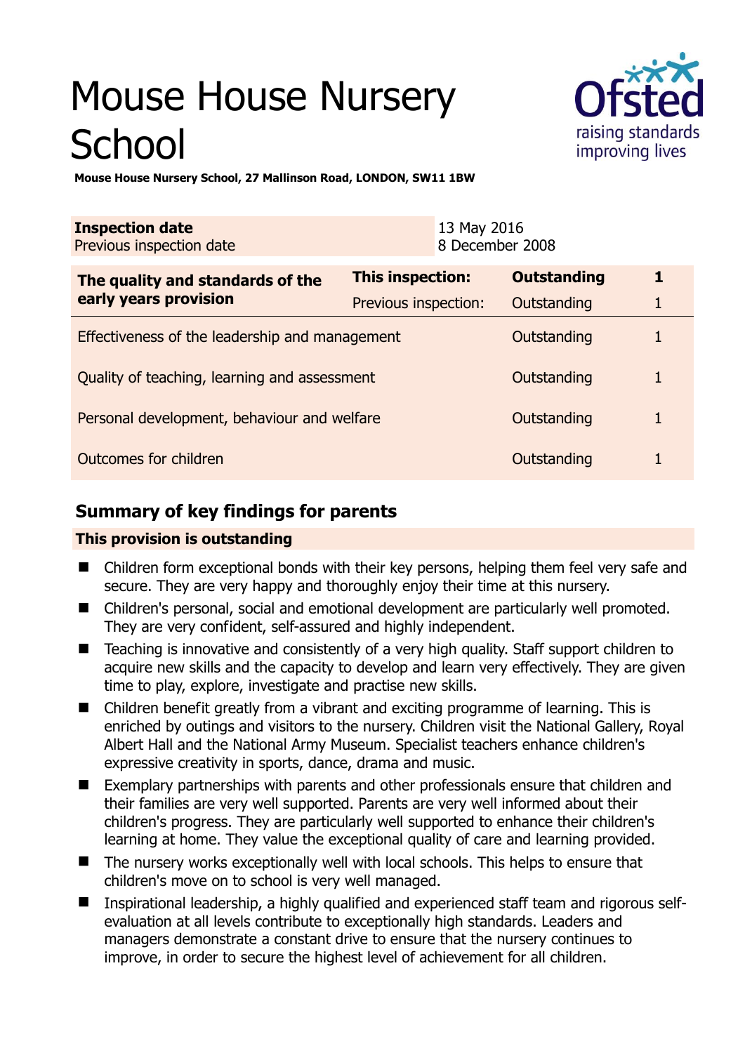# Mouse House Nursery School

**Mouse House Nursery School, 27 Mallinson Road, LONDON, SW11 1BW**

| | |
|---|---|
| **Inspection date** | 13 May 2016 |
| Previous inspection date | 8 December 2008 |

| | | | |
|---|---|---|---|
| **The quality and standards of the early years provision** | **This inspection:** | **Outstanding** | **1** |
| | Previous inspection: | Outstanding | 1 |
| Effectiveness of the leadership and management | | Outstanding | 1 |
| Quality of teaching, learning and assessment | | Outstanding | 1 |
| Personal development, behaviour and welfare | | Outstanding | 1 |
| Outcomes for children | | Outstanding | 1 |

## Summary of key findings for parents

**This provision is outstanding**

- Children form exceptional bonds with their key persons, helping them feel very safe and secure. They are very happy and thoroughly enjoy their time at this nursery.
- Children's personal, social and emotional development are particularly well promoted. They are very confident, self-assured and highly independent.
- Teaching is innovative and consistently of a very high quality. Staff support children to acquire new skills and the capacity to develop and learn very effectively. They are given time to play, explore, investigate and practise new skills.
- Children benefit greatly from a vibrant and exciting programme of learning. This is enriched by outings and visitors to the nursery. Children visit the National Gallery, Royal Albert Hall and the National Army Museum. Specialist teachers enhance children's expressive creativity in sports, dance, drama and music.
- Exemplary partnerships with parents and other professionals ensure that children and their families are very well supported. Parents are very well informed about their children's progress. They are particularly well supported to enhance their children's learning at home. They value the exceptional quality of care and learning provided.
- The nursery works exceptionally well with local schools. This helps to ensure that children's move on to school is very well managed.
- Inspirational leadership, a highly qualified and experienced staff team and rigorous self-evaluation at all levels contribute to exceptionally high standards. Leaders and managers demonstrate a constant drive to ensure that the nursery continues to improve, in order to secure the highest level of achievement for all children.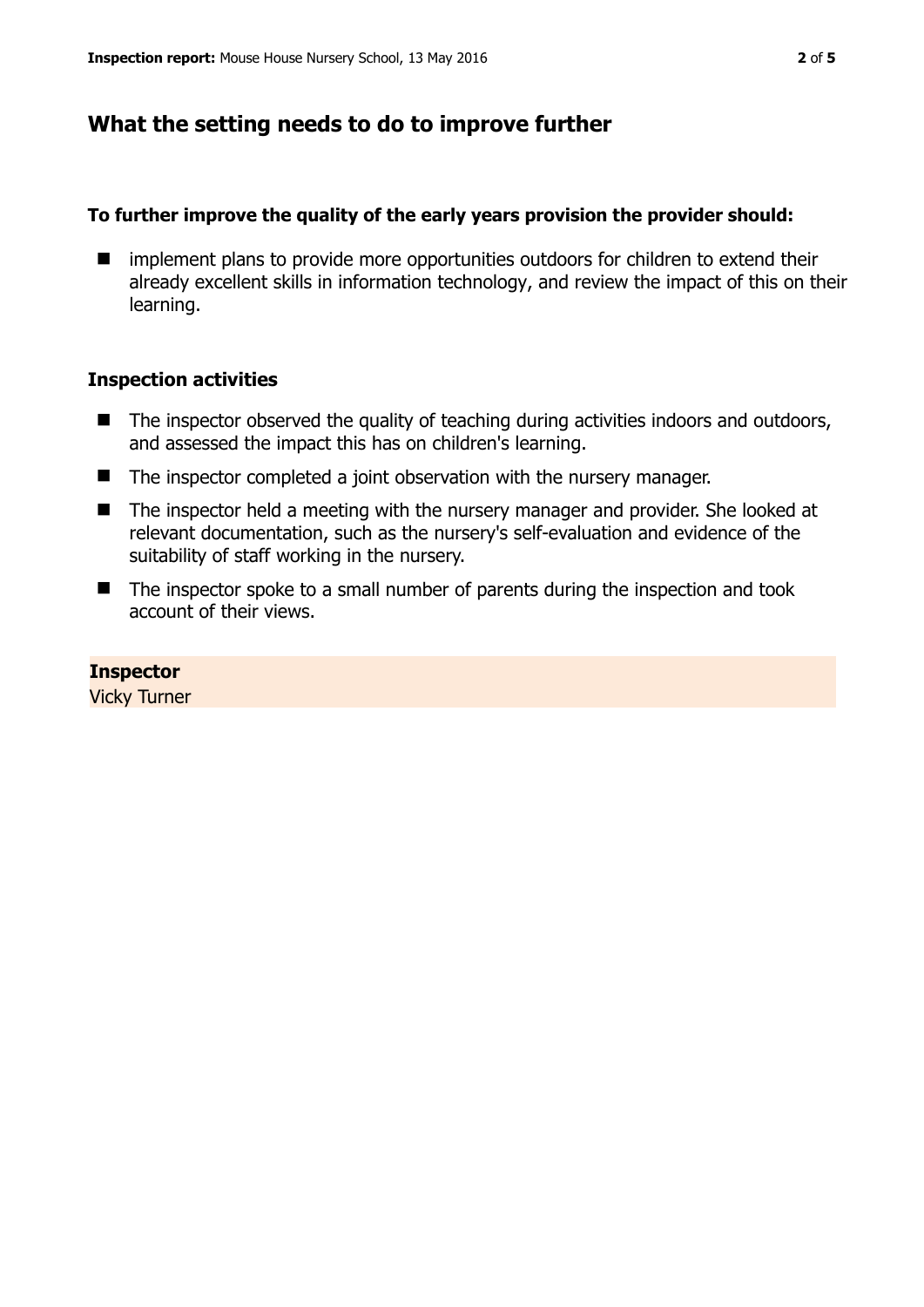## What the setting needs to do to improve further

### To further improve the quality of the early years provision the provider should:

- implement plans to provide more opportunities outdoors for children to extend their already excellent skills in information technology, and review the impact of this on their learning.

### Inspection activities

- The inspector observed the quality of teaching during activities indoors and outdoors, and assessed the impact this has on children's learning.
- The inspector completed a joint observation with the nursery manager.
- The inspector held a meeting with the nursery manager and provider. She looked at relevant documentation, such as the nursery's self-evaluation and evidence of the suitability of staff working in the nursery.
- The inspector spoke to a small number of parents during the inspection and took account of their views.

**Inspector**
Vicky Turner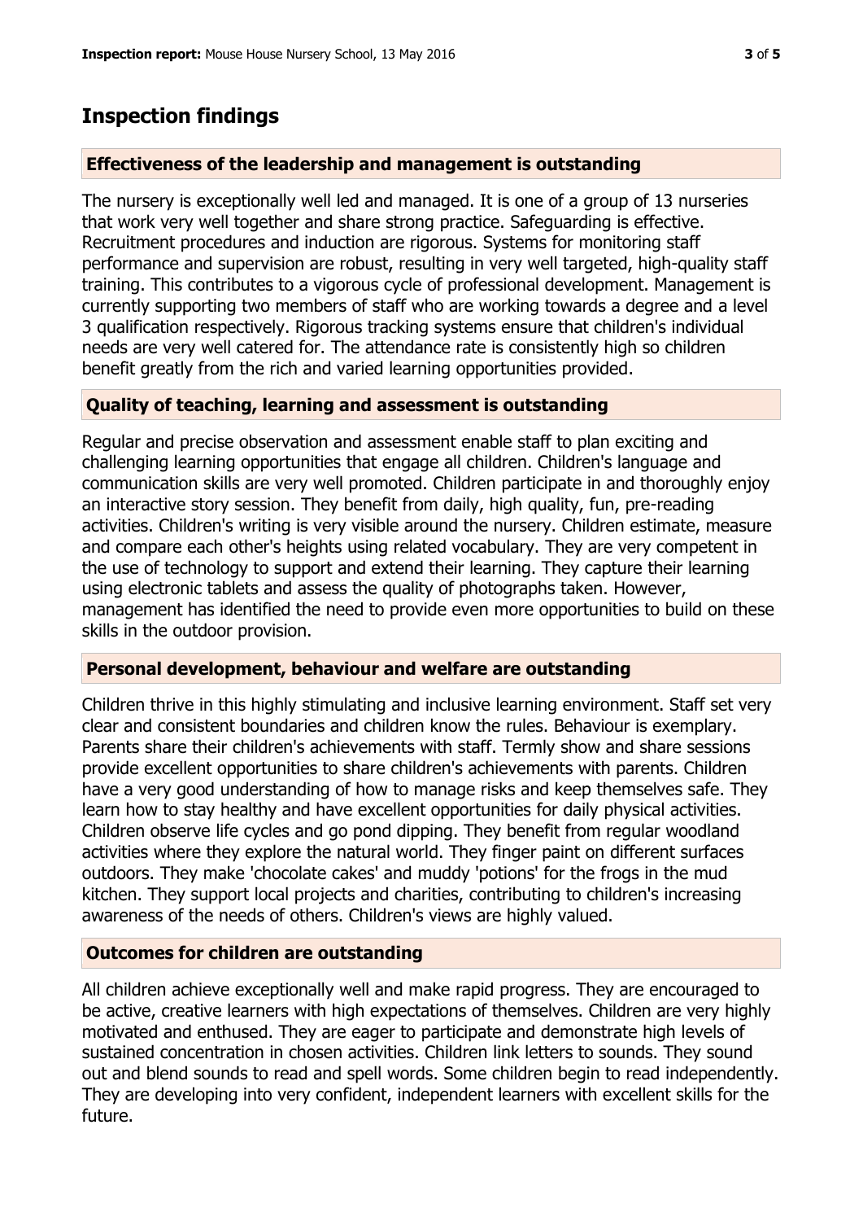## Inspection findings

### Effectiveness of the leadership and management is outstanding

The nursery is exceptionally well led and managed. It is one of a group of 13 nurseries that work very well together and share strong practice. Safeguarding is effective. Recruitment procedures and induction are rigorous. Systems for monitoring staff performance and supervision are robust, resulting in very well targeted, high-quality staff training. This contributes to a vigorous cycle of professional development. Management is currently supporting two members of staff who are working towards a degree and a level 3 qualification respectively. Rigorous tracking systems ensure that children's individual needs are very well catered for. The attendance rate is consistently high so children benefit greatly from the rich and varied learning opportunities provided.

### Quality of teaching, learning and assessment is outstanding

Regular and precise observation and assessment enable staff to plan exciting and challenging learning opportunities that engage all children. Children's language and communication skills are very well promoted. Children participate in and thoroughly enjoy an interactive story session. They benefit from daily, high quality, fun, pre-reading activities. Children's writing is very visible around the nursery. Children estimate, measure and compare each other's heights using related vocabulary. They are very competent in the use of technology to support and extend their learning. They capture their learning using electronic tablets and assess the quality of photographs taken. However, management has identified the need to provide even more opportunities to build on these skills in the outdoor provision.

### Personal development, behaviour and welfare are outstanding

Children thrive in this highly stimulating and inclusive learning environment. Staff set very clear and consistent boundaries and children know the rules. Behaviour is exemplary. Parents share their children's achievements with staff. Termly show and share sessions provide excellent opportunities to share children's achievements with parents. Children have a very good understanding of how to manage risks and keep themselves safe. They learn how to stay healthy and have excellent opportunities for daily physical activities. Children observe life cycles and go pond dipping. They benefit from regular woodland activities where they explore the natural world. They finger paint on different surfaces outdoors. They make 'chocolate cakes' and muddy 'potions' for the frogs in the mud kitchen. They support local projects and charities, contributing to children's increasing awareness of the needs of others. Children's views are highly valued.

### Outcomes for children are outstanding

All children achieve exceptionally well and make rapid progress. They are encouraged to be active, creative learners with high expectations of themselves. Children are very highly motivated and enthused. They are eager to participate and demonstrate high levels of sustained concentration in chosen activities. Children link letters to sounds. They sound out and blend sounds to read and spell words. Some children begin to read independently. They are developing into very confident, independent learners with excellent skills for the future.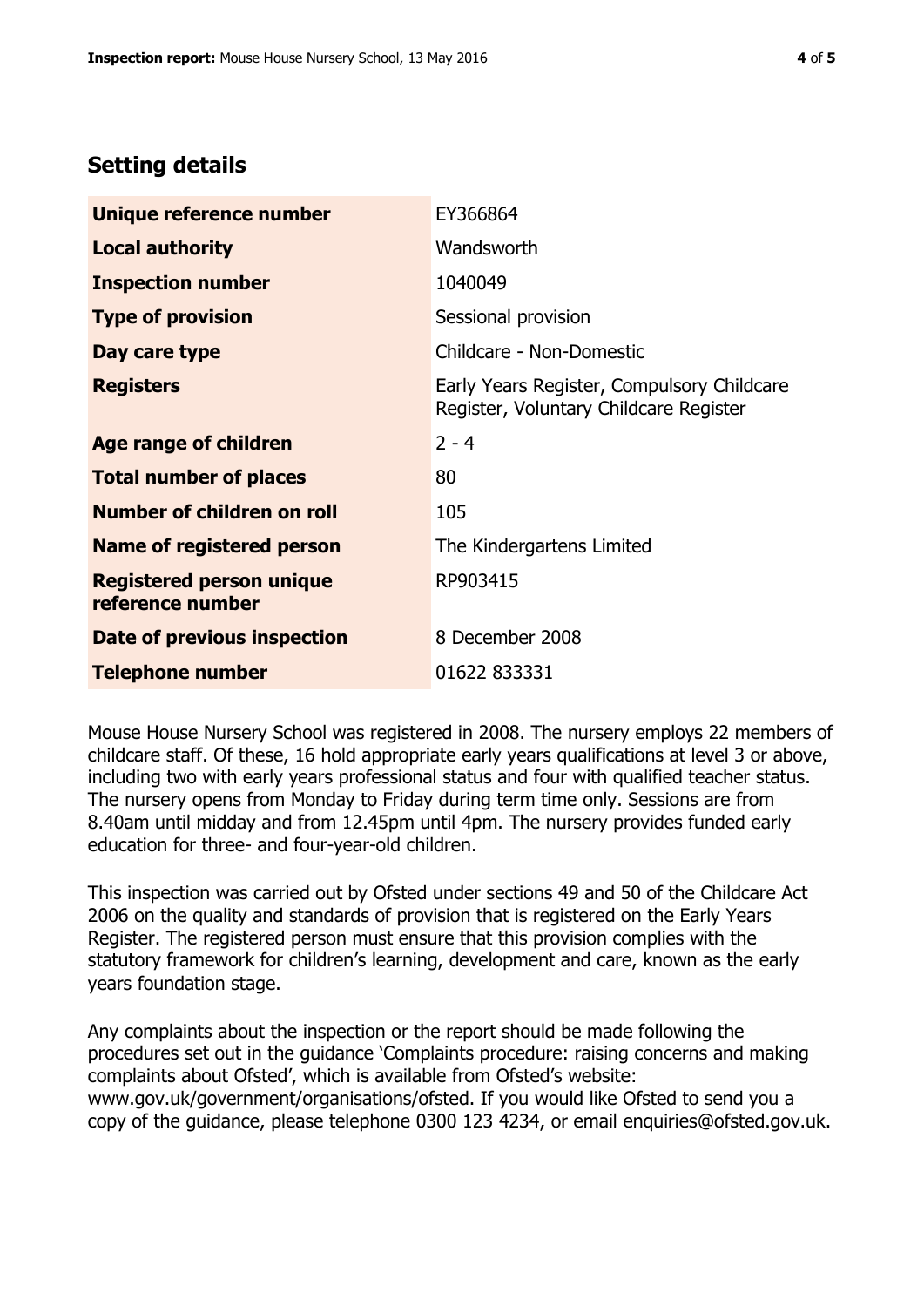## Setting details

| | |
|---|---|
| **Unique reference number** | EY366864 |
| **Local authority** | Wandsworth |
| **Inspection number** | 1040049 |
| **Type of provision** | Sessional provision |
| **Day care type** | Childcare - Non-Domestic |
| **Registers** | Early Years Register, Compulsory Childcare Register, Voluntary Childcare Register |
| **Age range of children** | 2 - 4 |
| **Total number of places** | 80 |
| **Number of children on roll** | 105 |
| **Name of registered person** | The Kindergartens Limited |
| **Registered person unique reference number** | RP903415 |
| **Date of previous inspection** | 8 December 2008 |
| **Telephone number** | 01622 833331 |

Mouse House Nursery School was registered in 2008. The nursery employs 22 members of childcare staff. Of these, 16 hold appropriate early years qualifications at level 3 or above, including two with early years professional status and four with qualified teacher status. The nursery opens from Monday to Friday during term time only. Sessions are from 8.40am until midday and from 12.45pm until 4pm. The nursery provides funded early education for three- and four-year-old children.

This inspection was carried out by Ofsted under sections 49 and 50 of the Childcare Act 2006 on the quality and standards of provision that is registered on the Early Years Register. The registered person must ensure that this provision complies with the statutory framework for children's learning, development and care, known as the early years foundation stage.

Any complaints about the inspection or the report should be made following the procedures set out in the guidance 'Complaints procedure: raising concerns and making complaints about Ofsted', which is available from Ofsted's website: www.gov.uk/government/organisations/ofsted. If you would like Ofsted to send you a copy of the guidance, please telephone 0300 123 4234, or email enquiries@ofsted.gov.uk.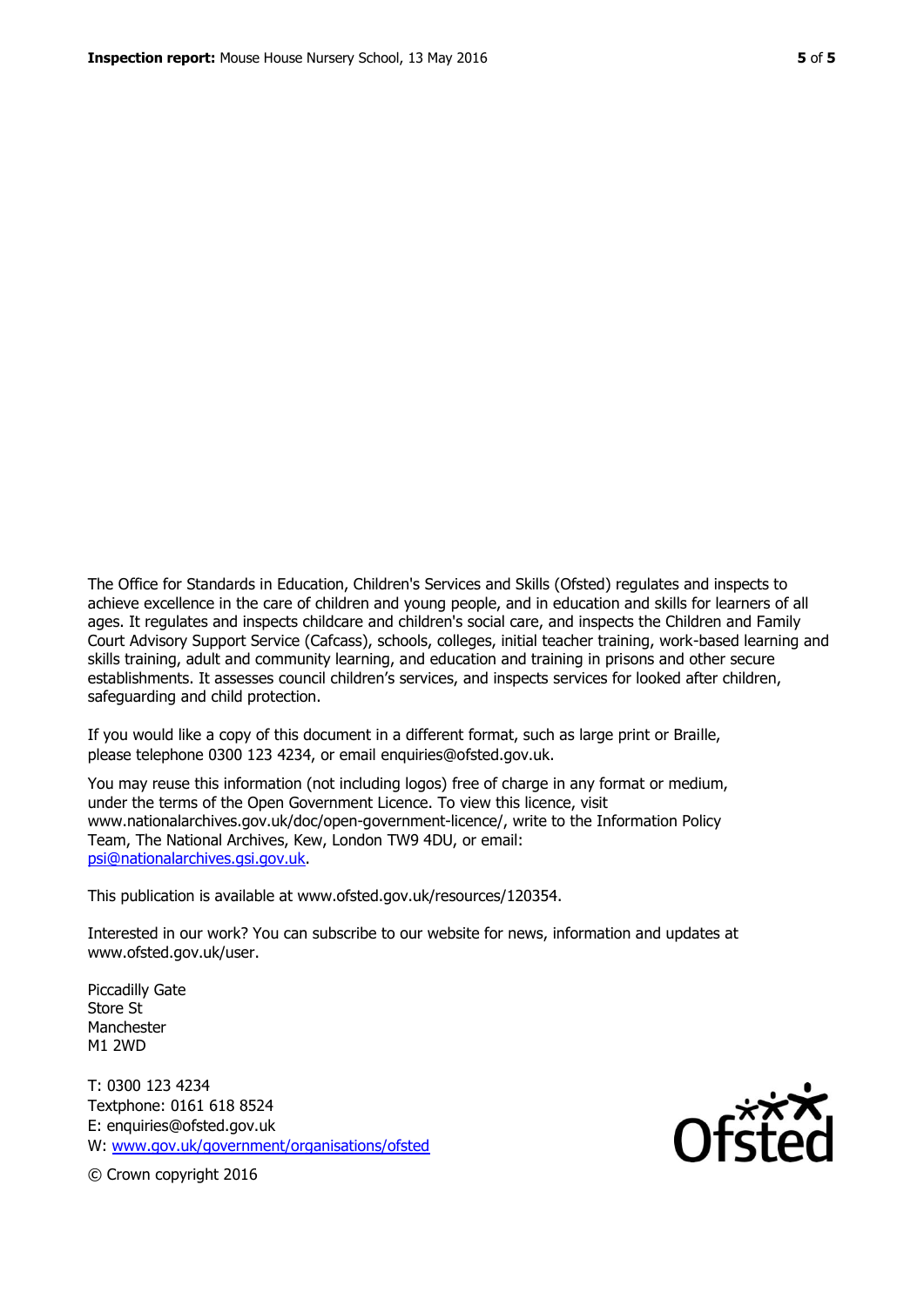The Office for Standards in Education, Children's Services and Skills (Ofsted) regulates and inspects to achieve excellence in the care of children and young people, and in education and skills for learners of all ages. It regulates and inspects childcare and children's social care, and inspects the Children and Family Court Advisory Support Service (Cafcass), schools, colleges, initial teacher training, work-based learning and skills training, adult and community learning, and education and training in prisons and other secure establishments. It assesses council children's services, and inspects services for looked after children, safeguarding and child protection.

If you would like a copy of this document in a different format, such as large print or Braille, please telephone 0300 123 4234, or email enquiries@ofsted.gov.uk.

You may reuse this information (not including logos) free of charge in any format or medium, under the terms of the Open Government Licence. To view this licence, visit www.nationalarchives.gov.uk/doc/open-government-licence/, write to the Information Policy Team, The National Archives, Kew, London TW9 4DU, or email: psi@nationalarchives.gsi.gov.uk.

This publication is available at www.ofsted.gov.uk/resources/120354.

Interested in our work? You can subscribe to our website for news, information and updates at www.ofsted.gov.uk/user.

Piccadilly Gate
Store St
Manchester
M1 2WD

T: 0300 123 4234
Textphone: 0161 618 8524
E: enquiries@ofsted.gov.uk
W: www.gov.uk/government/organisations/ofsted

© Crown copyright 2016